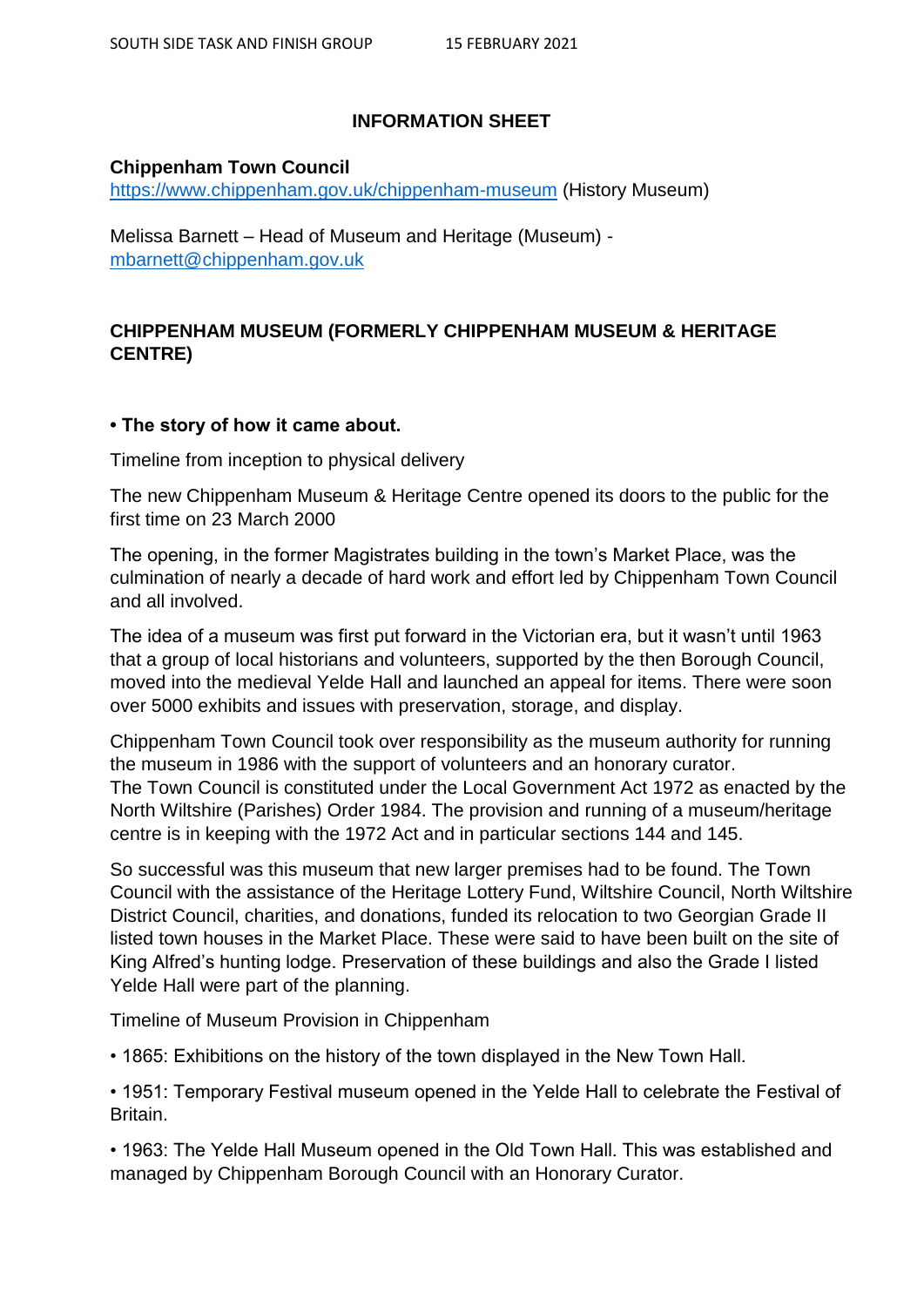## INFORMATION SHEET

**Chippenham Town Council**
[https://www.chippenham.gov.uk/chippenham-museum](https://www.chippenham.gov.uk/chippenham-museum) (History Museum)

Melissa Barnett – Head of Museum and Heritage (Museum) - [mbarnett@chippenham.gov.uk](mailto:mbarnett@chippenham.gov.uk)

## CHIPPENHAM MUSEUM (FORMERLY CHIPPENHAM MUSEUM & HERITAGE CENTRE)

### • The story of how it came about.

Timeline from inception to physical delivery

The new Chippenham Museum & Heritage Centre opened its doors to the public for the first time on 23 March 2000

The opening, in the former Magistrates building in the town's Market Place, was the culmination of nearly a decade of hard work and effort led by Chippenham Town Council and all involved.

The idea of a museum was first put forward in the Victorian era, but it wasn't until 1963 that a group of local historians and volunteers, supported by the then Borough Council, moved into the medieval Yelde Hall and launched an appeal for items. There were soon over 5000 exhibits and issues with preservation, storage, and display.

Chippenham Town Council took over responsibility as the museum authority for running the museum in 1986 with the support of volunteers and an honorary curator.
The Town Council is constituted under the Local Government Act 1972 as enacted by the North Wiltshire (Parishes) Order 1984. The provision and running of a museum/heritage centre is in keeping with the 1972 Act and in particular sections 144 and 145.

So successful was this museum that new larger premises had to be found. The Town Council with the assistance of the Heritage Lottery Fund, Wiltshire Council, North Wiltshire District Council, charities, and donations, funded its relocation to two Georgian Grade II listed town houses in the Market Place. These were said to have been built on the site of King Alfred's hunting lodge. Preservation of these buildings and also the Grade I listed Yelde Hall were part of the planning.

Timeline of Museum Provision in Chippenham

- 1865: Exhibitions on the history of the town displayed in the New Town Hall.
- 1951: Temporary Festival museum opened in the Yelde Hall to celebrate the Festival of Britain.
- 1963: The Yelde Hall Museum opened in the Old Town Hall. This was established and managed by Chippenham Borough Council with an Honorary Curator.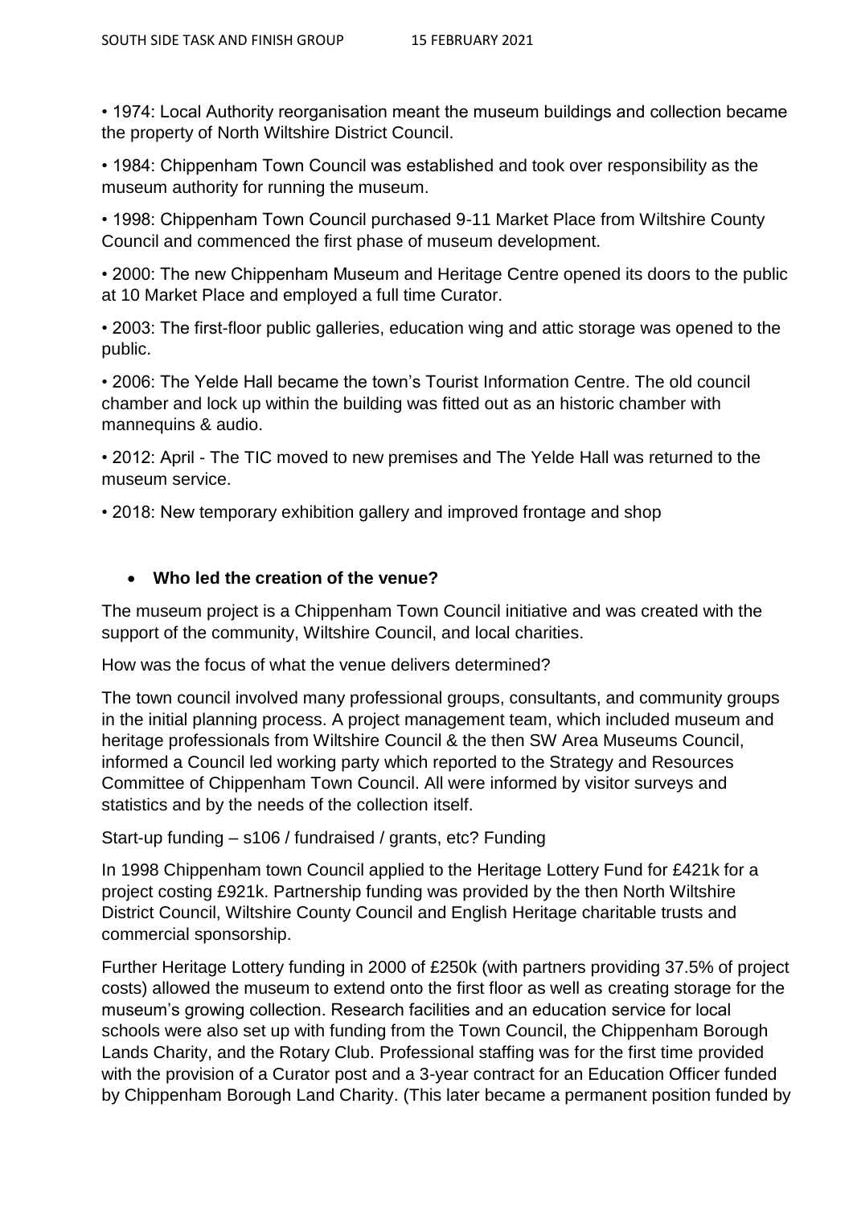• 1974: Local Authority reorganisation meant the museum buildings and collection became the property of North Wiltshire District Council.

• 1984: Chippenham Town Council was established and took over responsibility as the museum authority for running the museum.

• 1998: Chippenham Town Council purchased 9-11 Market Place from Wiltshire County Council and commenced the first phase of museum development.

• 2000: The new Chippenham Museum and Heritage Centre opened its doors to the public at 10 Market Place and employed a full time Curator.

• 2003: The first-floor public galleries, education wing and attic storage was opened to the public.

• 2006: The Yelde Hall became the town's Tourist Information Centre. The old council chamber and lock up within the building was fitted out as an historic chamber with mannequins & audio.

• 2012: April - The TIC moved to new premises and The Yelde Hall was returned to the museum service.

• 2018: New temporary exhibition gallery and improved frontage and shop

- **Who led the creation of the venue?**

The museum project is a Chippenham Town Council initiative and was created with the support of the community, Wiltshire Council, and local charities.

How was the focus of what the venue delivers determined?

The town council involved many professional groups, consultants, and community groups in the initial planning process. A project management team, which included museum and heritage professionals from Wiltshire Council & the then SW Area Museums Council, informed a Council led working party which reported to the Strategy and Resources Committee of Chippenham Town Council. All were informed by visitor surveys and statistics and by the needs of the collection itself.

Start-up funding – s106 / fundraised / grants, etc? Funding

In 1998 Chippenham town Council applied to the Heritage Lottery Fund for £421k for a project costing £921k. Partnership funding was provided by the then North Wiltshire District Council, Wiltshire County Council and English Heritage charitable trusts and commercial sponsorship.

Further Heritage Lottery funding in 2000 of £250k (with partners providing 37.5% of project costs) allowed the museum to extend onto the first floor as well as creating storage for the museum's growing collection. Research facilities and an education service for local schools were also set up with funding from the Town Council, the Chippenham Borough Lands Charity, and the Rotary Club. Professional staffing was for the first time provided with the provision of a Curator post and a 3-year contract for an Education Officer funded by Chippenham Borough Land Charity. (This later became a permanent position funded by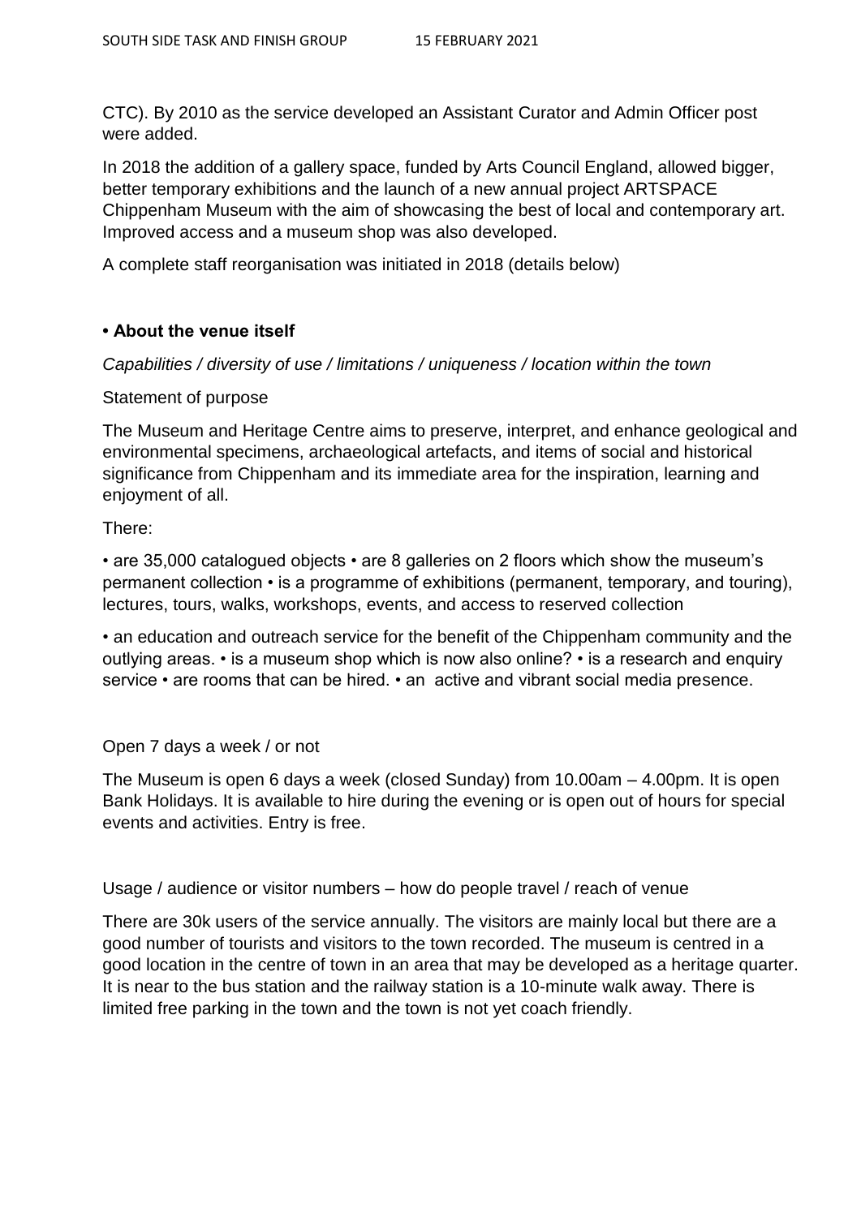CTC). By 2010 as the service developed an Assistant Curator and Admin Officer post were added.

In 2018 the addition of a gallery space, funded by Arts Council England, allowed bigger, better temporary exhibitions and the launch of a new annual project ARTSPACE Chippenham Museum with the aim of showcasing the best of local and contemporary art. Improved access and a museum shop was also developed.

A complete staff reorganisation was initiated in 2018 (details below)

**• About the venue itself**

*Capabilities / diversity of use / limitations / uniqueness / location within the town*

Statement of purpose

The Museum and Heritage Centre aims to preserve, interpret, and enhance geological and environmental specimens, archaeological artefacts, and items of social and historical significance from Chippenham and its immediate area for the inspiration, learning and enjoyment of all.

There:

• are 35,000 catalogued objects • are 8 galleries on 2 floors which show the museum's permanent collection • is a programme of exhibitions (permanent, temporary, and touring), lectures, tours, walks, workshops, events, and access to reserved collection

• an education and outreach service for the benefit of the Chippenham community and the outlying areas. • is a museum shop which is now also online? • is a research and enquiry service • are rooms that can be hired. • an active and vibrant social media presence.

Open 7 days a week / or not

The Museum is open 6 days a week (closed Sunday) from 10.00am – 4.00pm. It is open Bank Holidays. It is available to hire during the evening or is open out of hours for special events and activities. Entry is free.

Usage / audience or visitor numbers – how do people travel / reach of venue

There are 30k users of the service annually. The visitors are mainly local but there are a good number of tourists and visitors to the town recorded. The museum is centred in a good location in the centre of town in an area that may be developed as a heritage quarter. It is near to the bus station and the railway station is a 10-minute walk away. There is limited free parking in the town and the town is not yet coach friendly.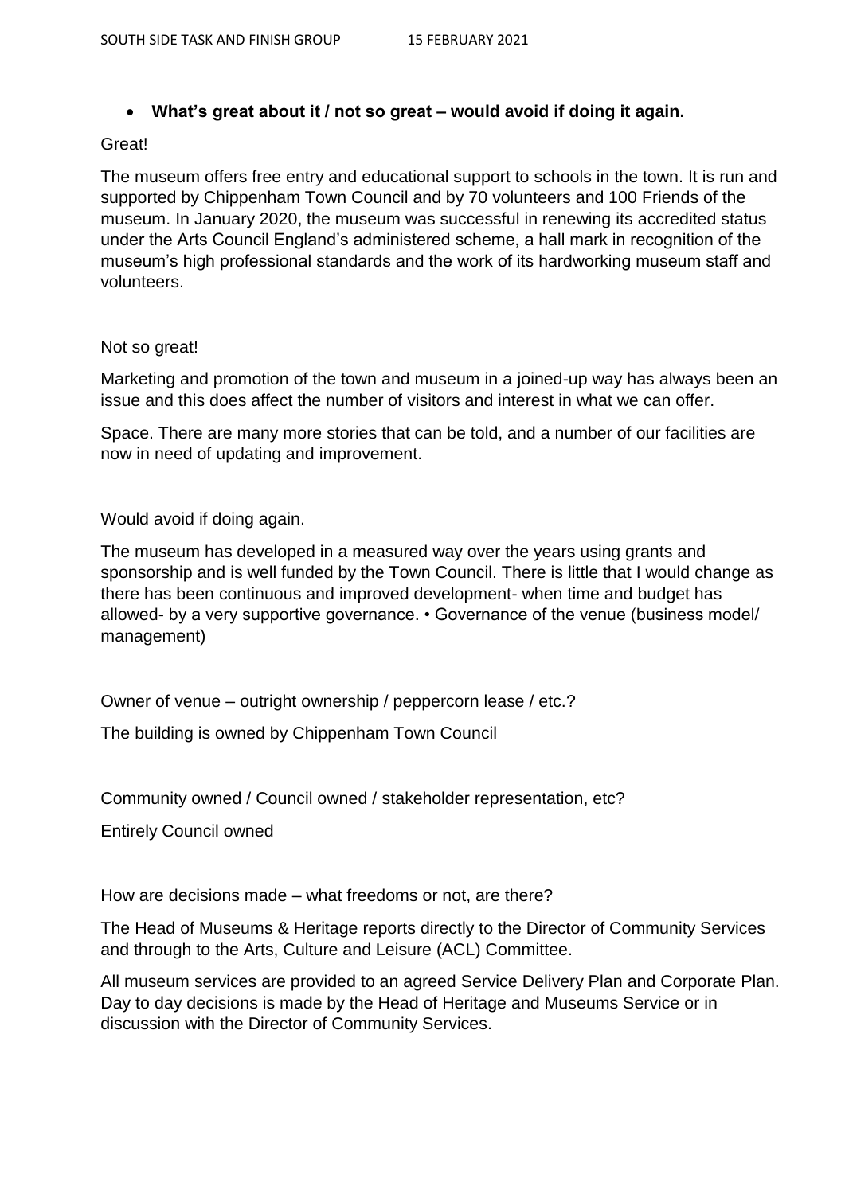- **What's great about it / not so great – would avoid if doing it again.**

Great!

The museum offers free entry and educational support to schools in the town. It is run and supported by Chippenham Town Council and by 70 volunteers and 100 Friends of the museum. In January 2020, the museum was successful in renewing its accredited status under the Arts Council England's administered scheme, a hall mark in recognition of the museum's high professional standards and the work of its hardworking museum staff and volunteers.

Not so great!

Marketing and promotion of the town and museum in a joined-up way has always been an issue and this does affect the number of visitors and interest in what we can offer.

Space. There are many more stories that can be told, and a number of our facilities are now in need of updating and improvement.

Would avoid if doing again.

The museum has developed in a measured way over the years using grants and sponsorship and is well funded by the Town Council. There is little that I would change as there has been continuous and improved development- when time and budget has allowed- by a very supportive governance. • Governance of the venue (business model/ management)

Owner of venue – outright ownership / peppercorn lease / etc.?

The building is owned by Chippenham Town Council

Community owned / Council owned / stakeholder representation, etc?

Entirely Council owned

How are decisions made – what freedoms or not, are there?

The Head of Museums & Heritage reports directly to the Director of Community Services and through to the Arts, Culture and Leisure (ACL) Committee.

All museum services are provided to an agreed Service Delivery Plan and Corporate Plan. Day to day decisions is made by the Head of Heritage and Museums Service or in discussion with the Director of Community Services.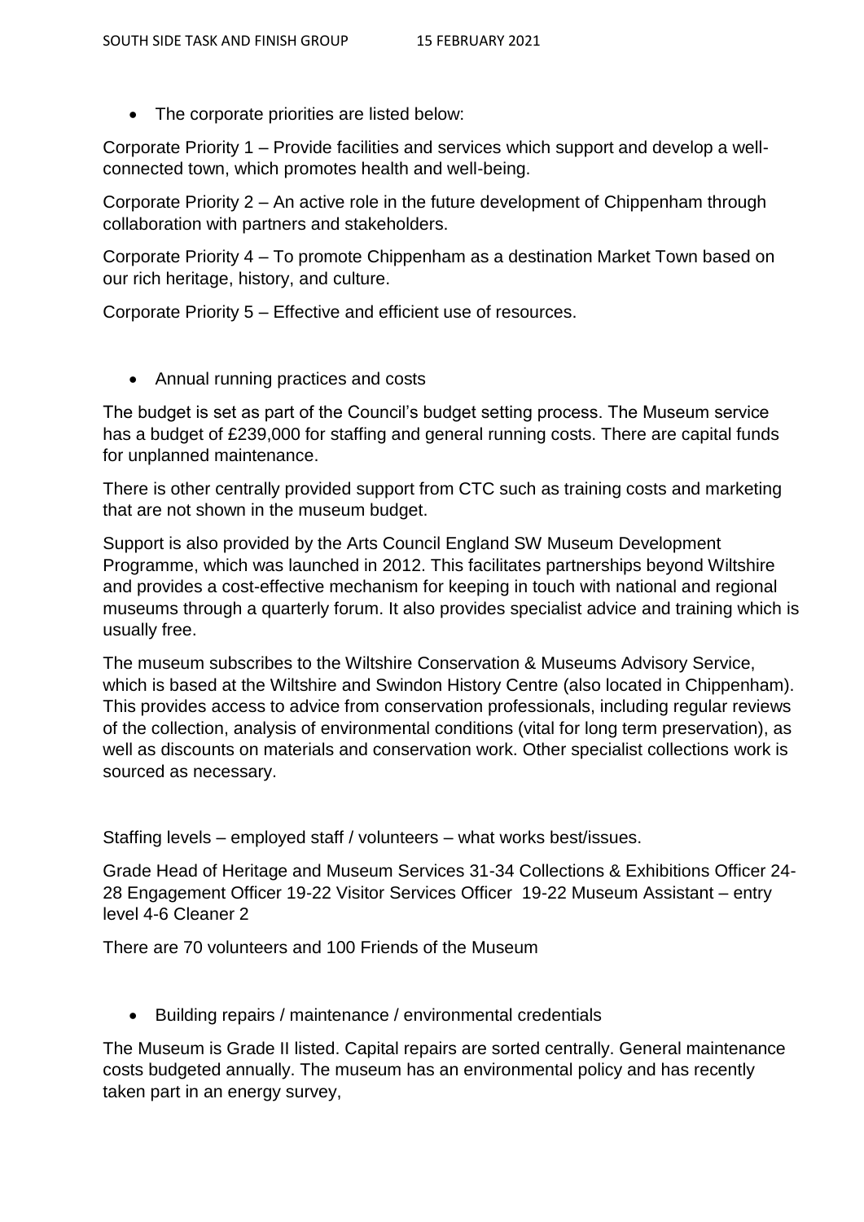- The corporate priorities are listed below:

Corporate Priority 1 – Provide facilities and services which support and develop a well-connected town, which promotes health and well-being.

Corporate Priority 2 – An active role in the future development of Chippenham through collaboration with partners and stakeholders.

Corporate Priority 4 – To promote Chippenham as a destination Market Town based on our rich heritage, history, and culture.

Corporate Priority 5 – Effective and efficient use of resources.

- Annual running practices and costs

The budget is set as part of the Council's budget setting process. The Museum service has a budget of £239,000 for staffing and general running costs. There are capital funds for unplanned maintenance.

There is other centrally provided support from CTC such as training costs and marketing that are not shown in the museum budget.

Support is also provided by the Arts Council England SW Museum Development Programme, which was launched in 2012. This facilitates partnerships beyond Wiltshire and provides a cost-effective mechanism for keeping in touch with national and regional museums through a quarterly forum. It also provides specialist advice and training which is usually free.

The museum subscribes to the Wiltshire Conservation & Museums Advisory Service, which is based at the Wiltshire and Swindon History Centre (also located in Chippenham). This provides access to advice from conservation professionals, including regular reviews of the collection, analysis of environmental conditions (vital for long term preservation), as well as discounts on materials and conservation work. Other specialist collections work is sourced as necessary.

Staffing levels – employed staff / volunteers – what works best/issues.

Grade Head of Heritage and Museum Services 31-34 Collections & Exhibitions Officer 24-28 Engagement Officer 19-22 Visitor Services Officer 19-22 Museum Assistant – entry level 4-6 Cleaner 2

There are 70 volunteers and 100 Friends of the Museum

- Building repairs / maintenance / environmental credentials

The Museum is Grade II listed. Capital repairs are sorted centrally. General maintenance costs budgeted annually. The museum has an environmental policy and has recently taken part in an energy survey,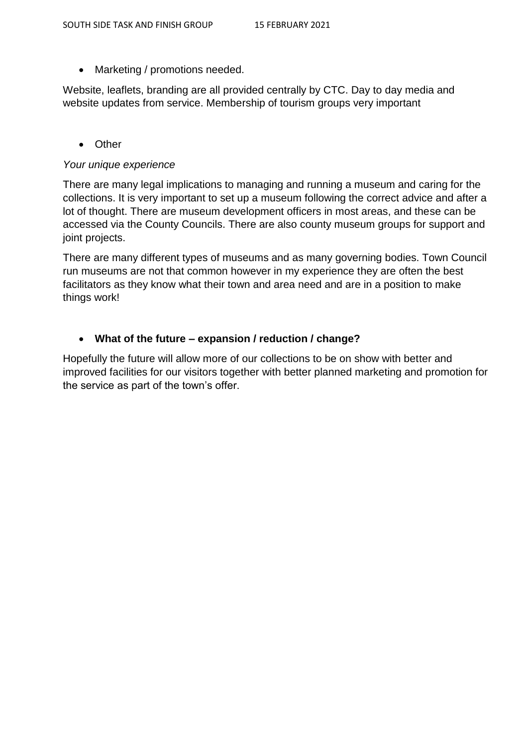- Marketing / promotions needed.

Website, leaflets, branding are all provided centrally by CTC. Day to day media and website updates from service. Membership of tourism groups very important

- Other

*Your unique experience*

There are many legal implications to managing and running a museum and caring for the collections. It is very important to set up a museum following the correct advice and after a lot of thought. There are museum development officers in most areas, and these can be accessed via the County Councils. There are also county museum groups for support and joint projects.

There are many different types of museums and as many governing bodies. Town Council run museums are not that common however in my experience they are often the best facilitators as they know what their town and area need and are in a position to make things work!

- **What of the future – expansion / reduction / change?**

Hopefully the future will allow more of our collections to be on show with better and improved facilities for our visitors together with better planned marketing and promotion for the service as part of the town's offer.